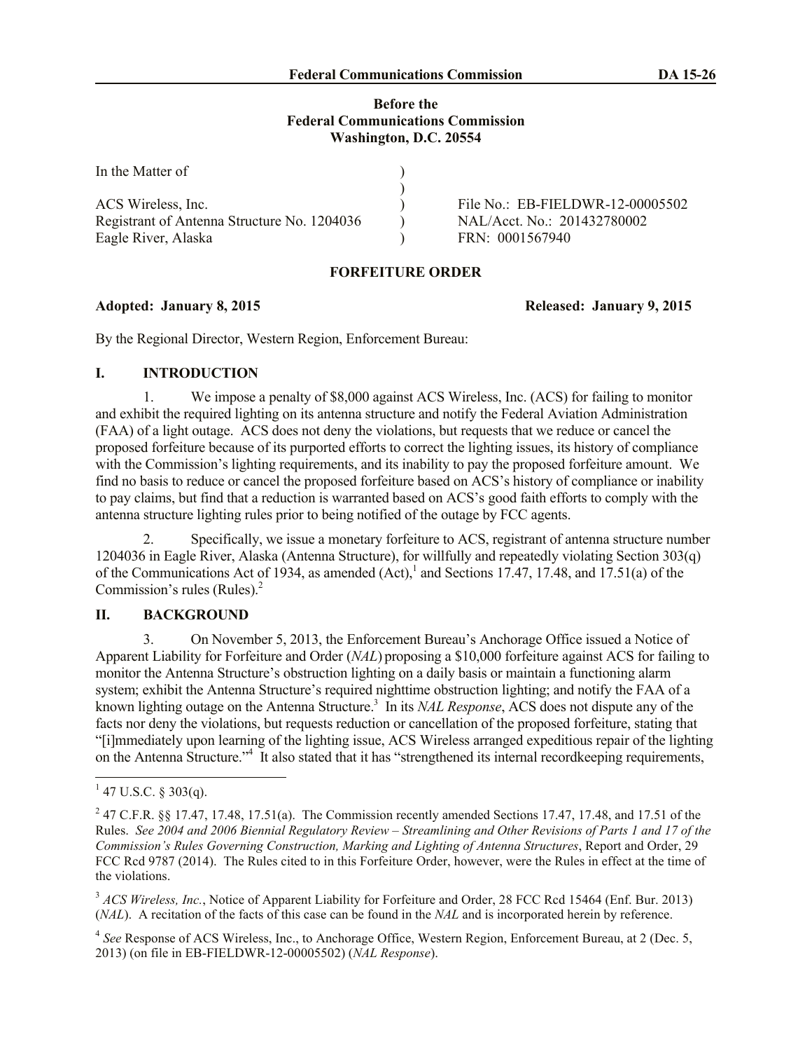**Before the**
**Federal Communications Commission**
**Washington, D.C. 20554**

| In the Matter of | ) | |
|---|---|---|
| | ) | |
| ACS Wireless, Inc. | ) | File No.: EB-FIELDWR-12-00005502 |
| Registrant of Antenna Structure No. 1204036 | ) | NAL/Acct. No.: 201432780002 |
| Eagle River, Alaska | ) | FRN: 0001567940 |

**FORFEITURE ORDER**

**Adopted: January 8, 2015** **Released: January 9, 2015**

By the Regional Director, Western Region, Enforcement Bureau:

## I. INTRODUCTION

1. We impose a penalty of $8,000 against ACS Wireless, Inc. (ACS) for failing to monitor and exhibit the required lighting on its antenna structure and notify the Federal Aviation Administration (FAA) of a light outage. ACS does not deny the violations, but requests that we reduce or cancel the proposed forfeiture because of its purported efforts to correct the lighting issues, its history of compliance with the Commission's lighting requirements, and its inability to pay the proposed forfeiture amount. We find no basis to reduce or cancel the proposed forfeiture based on ACS's history of compliance or inability to pay claims, but find that a reduction is warranted based on ACS's good faith efforts to comply with the antenna structure lighting rules prior to being notified of the outage by FCC agents.

2. Specifically, we issue a monetary forfeiture to ACS, registrant of antenna structure number 1204036 in Eagle River, Alaska (Antenna Structure), for willfully and repeatedly violating Section 303(q) of the Communications Act of 1934, as amended (Act),[1] and Sections 17.47, 17.48, and 17.51(a) of the Commission's rules (Rules).[2]

## II. BACKGROUND

3. On November 5, 2013, the Enforcement Bureau's Anchorage Office issued a Notice of Apparent Liability for Forfeiture and Order (*NAL*) proposing a $10,000 forfeiture against ACS for failing to monitor the Antenna Structure's obstruction lighting on a daily basis or maintain a functioning alarm system; exhibit the Antenna Structure's required nighttime obstruction lighting; and notify the FAA of a known lighting outage on the Antenna Structure.[3] In its *NAL Response*, ACS does not dispute any of the facts nor deny the violations, but requests reduction or cancellation of the proposed forfeiture, stating that "[i]mmediately upon learning of the lighting issue, ACS Wireless arranged expeditious repair of the lighting on the Antenna Structure."[4] It also stated that it has "strengthened its internal recordkeeping requirements,

---

[1] 47 U.S.C. § 303(q).

[2] 47 C.F.R. §§ 17.47, 17.48, 17.51(a). The Commission recently amended Sections 17.47, 17.48, and 17.51 of the Rules. *See 2004 and 2006 Biennial Regulatory Review – Streamlining and Other Revisions of Parts 1 and 17 of the Commission's Rules Governing Construction, Marking and Lighting of Antenna Structures*, Report and Order, 29 FCC Rcd 9787 (2014). The Rules cited to in this Forfeiture Order, however, were the Rules in effect at the time of the violations.

[3] *ACS Wireless, Inc.*, Notice of Apparent Liability for Forfeiture and Order, 28 FCC Rcd 15464 (Enf. Bur. 2013) (*NAL*). A recitation of the facts of this case can be found in the *NAL* and is incorporated herein by reference.

[4] *See* Response of ACS Wireless, Inc., to Anchorage Office, Western Region, Enforcement Bureau, at 2 (Dec. 5, 2013) (on file in EB-FIELDWR-12-00005502) (*NAL Response*).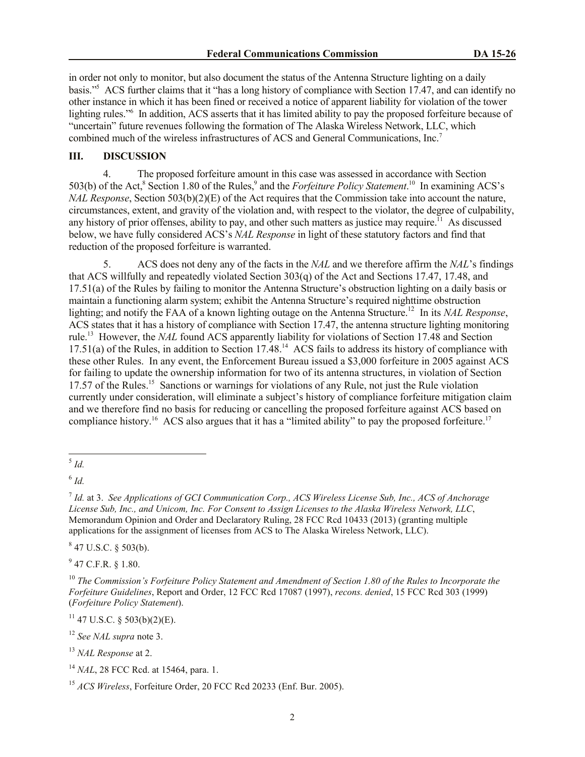in order not only to monitor, but also document the status of the Antenna Structure lighting on a daily basis."[5] ACS further claims that it "has a long history of compliance with Section 17.47, and can identify no other instance in which it has been fined or received a notice of apparent liability for violation of the tower lighting rules."[6] In addition, ACS asserts that it has limited ability to pay the proposed forfeiture because of "uncertain" future revenues following the formation of The Alaska Wireless Network, LLC, which combined much of the wireless infrastructures of ACS and General Communications, Inc.[7]

## III. DISCUSSION

4. The proposed forfeiture amount in this case was assessed in accordance with Section 503(b) of the Act,[8] Section 1.80 of the Rules,[9] and the *Forfeiture Policy Statement*.[10] In examining ACS's *NAL Response*, Section 503(b)(2)(E) of the Act requires that the Commission take into account the nature, circumstances, extent, and gravity of the violation and, with respect to the violator, the degree of culpability, any history of prior offenses, ability to pay, and other such matters as justice may require.[11] As discussed below, we have fully considered ACS's *NAL Response* in light of these statutory factors and find that reduction of the proposed forfeiture is warranted.

5. ACS does not deny any of the facts in the *NAL* and we therefore affirm the *NAL*'s findings that ACS willfully and repeatedly violated Section 303(q) of the Act and Sections 17.47, 17.48, and 17.51(a) of the Rules by failing to monitor the Antenna Structure's obstruction lighting on a daily basis or maintain a functioning alarm system; exhibit the Antenna Structure's required nighttime obstruction lighting; and notify the FAA of a known lighting outage on the Antenna Structure.[12] In its *NAL Response*, ACS states that it has a history of compliance with Section 17.47, the antenna structure lighting monitoring rule.[13] However, the *NAL* found ACS apparently liability for violations of Section 17.48 and Section 17.51(a) of the Rules, in addition to Section 17.48.[14] ACS fails to address its history of compliance with these other Rules. In any event, the Enforcement Bureau issued a $3,000 forfeiture in 2005 against ACS for failing to update the ownership information for two of its antenna structures, in violation of Section 17.57 of the Rules.[15] Sanctions or warnings for violations of any Rule, not just the Rule violation currently under consideration, will eliminate a subject's history of compliance forfeiture mitigation claim and we therefore find no basis for reducing or cancelling the proposed forfeiture against ACS based on compliance history.[16] ACS also argues that it has a "limited ability" to pay the proposed forfeiture.[17]

---

[5] *Id.*

[6] *Id.*

[7] *Id.* at 3. *See Applications of GCI Communication Corp., ACS Wireless License Sub, Inc., ACS of Anchorage License Sub, Inc., and Unicom, Inc. For Consent to Assign Licenses to the Alaska Wireless Network, LLC*, Memorandum Opinion and Order and Declaratory Ruling, 28 FCC Rcd 10433 (2013) (granting multiple applications for the assignment of licenses from ACS to The Alaska Wireless Network, LLC).

[8] 47 U.S.C. § 503(b).

[9] 47 C.F.R. § 1.80.

[10] *The Commission's Forfeiture Policy Statement and Amendment of Section 1.80 of the Rules to Incorporate the Forfeiture Guidelines*, Report and Order, 12 FCC Rcd 17087 (1997), *recons. denied*, 15 FCC Rcd 303 (1999) (*Forfeiture Policy Statement*).

[11] 47 U.S.C. § 503(b)(2)(E).

[12] *See NAL supra* note 3.

[13] *NAL Response* at 2.

[14] *NAL*, 28 FCC Rcd. at 15464, para. 1.

[15] *ACS Wireless*, Forfeiture Order, 20 FCC Rcd 20233 (Enf. Bur. 2005).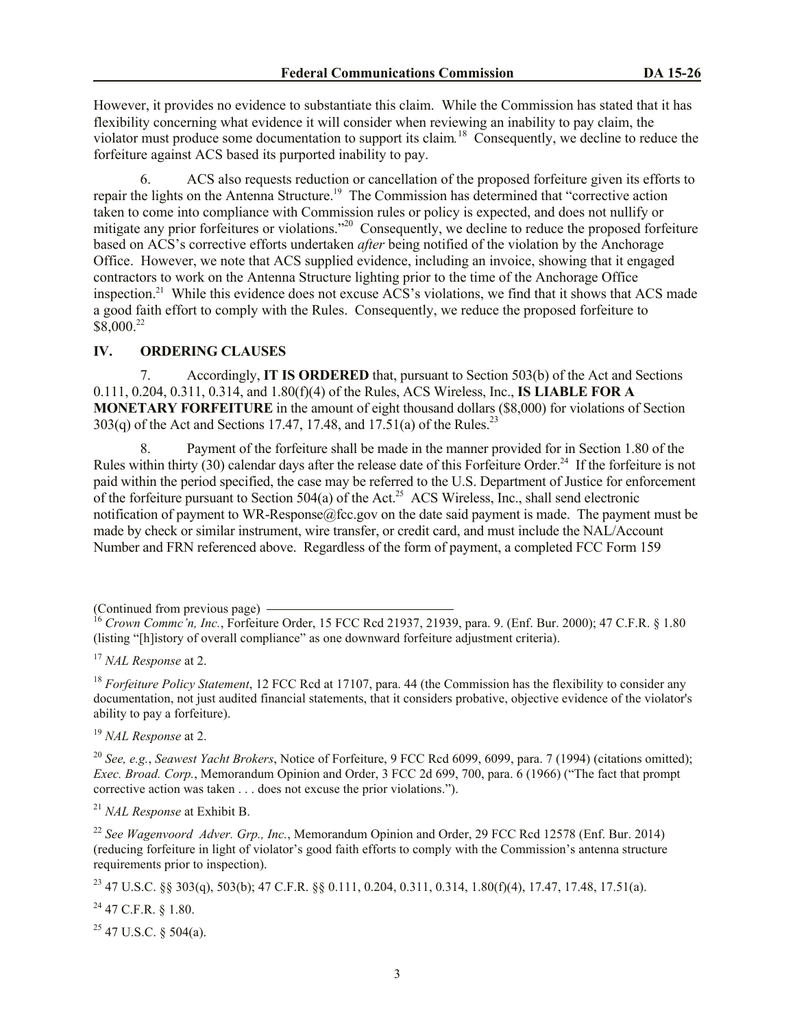However, it provides no evidence to substantiate this claim. While the Commission has stated that it has flexibility concerning what evidence it will consider when reviewing an inability to pay claim, the violator must produce some documentation to support its claim.[18] Consequently, we decline to reduce the forfeiture against ACS based its purported inability to pay.

6. ACS also requests reduction or cancellation of the proposed forfeiture given its efforts to repair the lights on the Antenna Structure.[19] The Commission has determined that "corrective action taken to come into compliance with Commission rules or policy is expected, and does not nullify or mitigate any prior forfeitures or violations."[20] Consequently, we decline to reduce the proposed forfeiture based on ACS's corrective efforts undertaken *after* being notified of the violation by the Anchorage Office. However, we note that ACS supplied evidence, including an invoice, showing that it engaged contractors to work on the Antenna Structure lighting prior to the time of the Anchorage Office inspection.[21] While this evidence does not excuse ACS's violations, we find that it shows that ACS made a good faith effort to comply with the Rules. Consequently, we reduce the proposed forfeiture to $8,000.[22]

## IV. ORDERING CLAUSES

7. Accordingly, **IT IS ORDERED** that, pursuant to Section 503(b) of the Act and Sections 0.111, 0.204, 0.311, 0.314, and 1.80(f)(4) of the Rules, ACS Wireless, Inc., **IS LIABLE FOR A MONETARY FORFEITURE** in the amount of eight thousand dollars ($8,000) for violations of Section 303(q) of the Act and Sections 17.47, 17.48, and 17.51(a) of the Rules.[23]

8. Payment of the forfeiture shall be made in the manner provided for in Section 1.80 of the Rules within thirty (30) calendar days after the release date of this Forfeiture Order.[24] If the forfeiture is not paid within the period specified, the case may be referred to the U.S. Department of Justice for enforcement of the forfeiture pursuant to Section 504(a) of the Act.[25] ACS Wireless, Inc., shall send electronic notification of payment to WR-Response@fcc.gov on the date said payment is made. The payment must be made by check or similar instrument, wire transfer, or credit card, and must include the NAL/Account Number and FRN referenced above. Regardless of the form of payment, a completed FCC Form 159

---

(Continued from previous page)

[16] *Crown Commc'n, Inc.*, Forfeiture Order, 15 FCC Rcd 21937, 21939, para. 9. (Enf. Bur. 2000); 47 C.F.R. § 1.80 (listing "[h]istory of overall compliance" as one downward forfeiture adjustment criteria).

[17] *NAL Response* at 2.

[18] *Forfeiture Policy Statement*, 12 FCC Rcd at 17107, para. 44 (the Commission has the flexibility to consider any documentation, not just audited financial statements, that it considers probative, objective evidence of the violator's ability to pay a forfeiture).

[19] *NAL Response* at 2.

[20] *See, e.g.*, *Seawest Yacht Brokers*, Notice of Forfeiture, 9 FCC Rcd 6099, 6099, para. 7 (1994) (citations omitted); *Exec. Broad. Corp.*, Memorandum Opinion and Order, 3 FCC 2d 699, 700, para. 6 (1966) ("The fact that prompt corrective action was taken . . . does not excuse the prior violations.").

[21] *NAL Response* at Exhibit B.

[22] *See Wagenvoord Adver. Grp., Inc.*, Memorandum Opinion and Order, 29 FCC Rcd 12578 (Enf. Bur. 2014) (reducing forfeiture in light of violator's good faith efforts to comply with the Commission's antenna structure requirements prior to inspection).

[23] 47 U.S.C. §§ 303(q), 503(b); 47 C.F.R. §§ 0.111, 0.204, 0.311, 0.314, 1.80(f)(4), 17.47, 17.48, 17.51(a).

[24] 47 C.F.R. § 1.80.

[25] 47 U.S.C. § 504(a).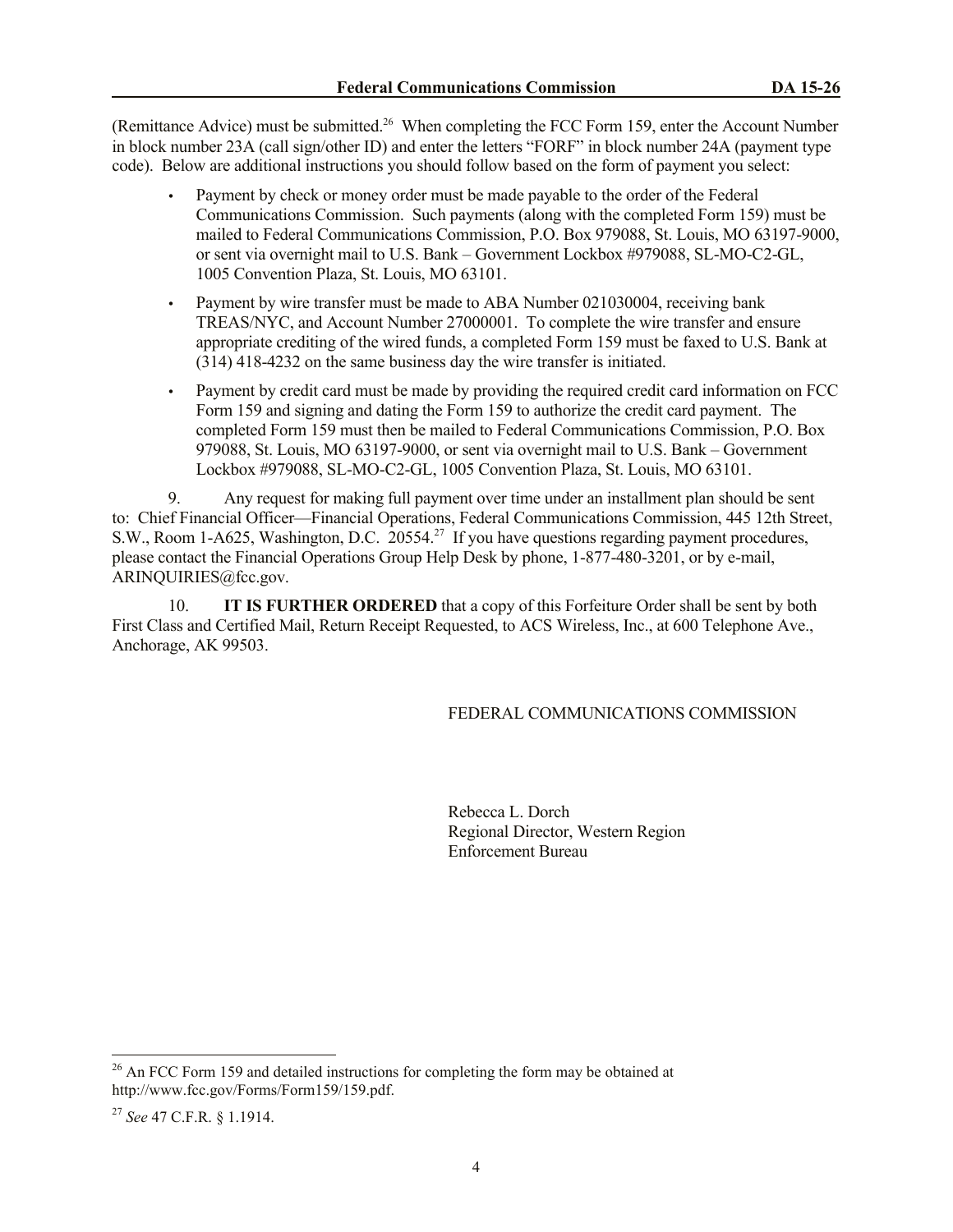(Remittance Advice) must be submitted.[26] When completing the FCC Form 159, enter the Account Number in block number 23A (call sign/other ID) and enter the letters "FORF" in block number 24A (payment type code). Below are additional instructions you should follow based on the form of payment you select:

- Payment by check or money order must be made payable to the order of the Federal Communications Commission. Such payments (along with the completed Form 159) must be mailed to Federal Communications Commission, P.O. Box 979088, St. Louis, MO 63197-9000, or sent via overnight mail to U.S. Bank – Government Lockbox #979088, SL-MO-C2-GL, 1005 Convention Plaza, St. Louis, MO 63101.
- Payment by wire transfer must be made to ABA Number 021030004, receiving bank TREAS/NYC, and Account Number 27000001. To complete the wire transfer and ensure appropriate crediting of the wired funds, a completed Form 159 must be faxed to U.S. Bank at (314) 418-4232 on the same business day the wire transfer is initiated.
- Payment by credit card must be made by providing the required credit card information on FCC Form 159 and signing and dating the Form 159 to authorize the credit card payment. The completed Form 159 must then be mailed to Federal Communications Commission, P.O. Box 979088, St. Louis, MO 63197-9000, or sent via overnight mail to U.S. Bank – Government Lockbox #979088, SL-MO-C2-GL, 1005 Convention Plaza, St. Louis, MO 63101.

9. Any request for making full payment over time under an installment plan should be sent to: Chief Financial Officer—Financial Operations, Federal Communications Commission, 445 12th Street, S.W., Room 1-A625, Washington, D.C. 20554.[27] If you have questions regarding payment procedures, please contact the Financial Operations Group Help Desk by phone, 1-877-480-3201, or by e-mail, ARINQUIRIES@fcc.gov.

10. **IT IS FURTHER ORDERED** that a copy of this Forfeiture Order shall be sent by both First Class and Certified Mail, Return Receipt Requested, to ACS Wireless, Inc., at 600 Telephone Ave., Anchorage, AK 99503.

FEDERAL COMMUNICATIONS COMMISSION

Rebecca L. Dorch
Regional Director, Western Region
Enforcement Bureau

---

[26] An FCC Form 159 and detailed instructions for completing the form may be obtained at http://www.fcc.gov/Forms/Form159/159.pdf.

[27] *See* 47 C.F.R. § 1.1914.